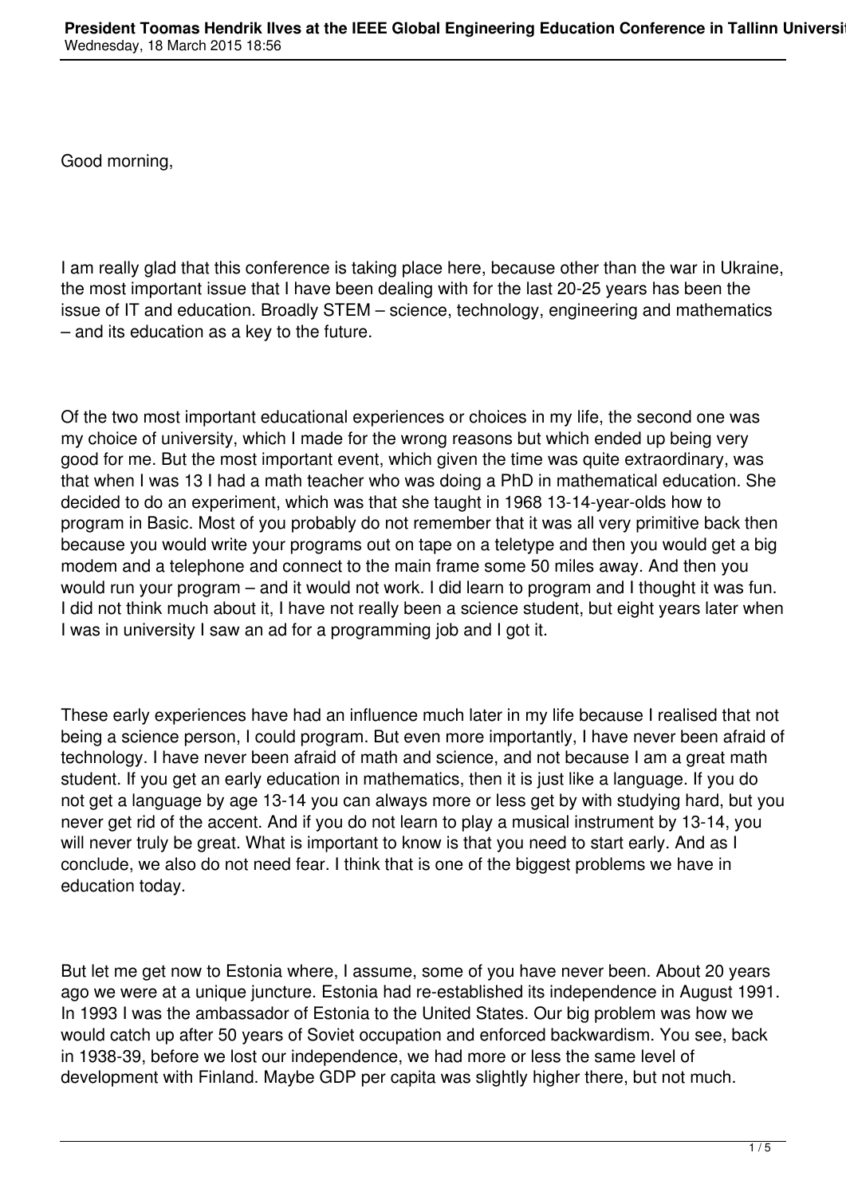Good morning,

I am really glad that this conference is taking place here, because other than the war in Ukraine, the most important issue that I have been dealing with for the last 20-25 years has been the issue of IT and education. Broadly STEM – science, technology, engineering and mathematics – and its education as a key to the future.

Of the two most important educational experiences or choices in my life, the second one was my choice of university, which I made for the wrong reasons but which ended up being very good for me. But the most important event, which given the time was quite extraordinary, was that when I was 13 I had a math teacher who was doing a PhD in mathematical education. She decided to do an experiment, which was that she taught in 1968 13-14-year-olds how to program in Basic. Most of you probably do not remember that it was all very primitive back then because you would write your programs out on tape on a teletype and then you would get a big modem and a telephone and connect to the main frame some 50 miles away. And then you would run your program – and it would not work. I did learn to program and I thought it was fun. I did not think much about it, I have not really been a science student, but eight years later when I was in university I saw an ad for a programming job and I got it.

These early experiences have had an influence much later in my life because I realised that not being a science person, I could program. But even more importantly, I have never been afraid of technology. I have never been afraid of math and science, and not because I am a great math student. If you get an early education in mathematics, then it is just like a language. If you do not get a language by age 13-14 you can always more or less get by with studying hard, but you never get rid of the accent. And if you do not learn to play a musical instrument by 13-14, you will never truly be great. What is important to know is that you need to start early. And as I conclude, we also do not need fear. I think that is one of the biggest problems we have in education today.

But let me get now to Estonia where, I assume, some of you have never been. About 20 years ago we were at a unique juncture. Estonia had re-established its independence in August 1991. In 1993 I was the ambassador of Estonia to the United States. Our big problem was how we would catch up after 50 years of Soviet occupation and enforced backwardism. You see, back in 1938-39, before we lost our independence, we had more or less the same level of development with Finland. Maybe GDP per capita was slightly higher there, but not much.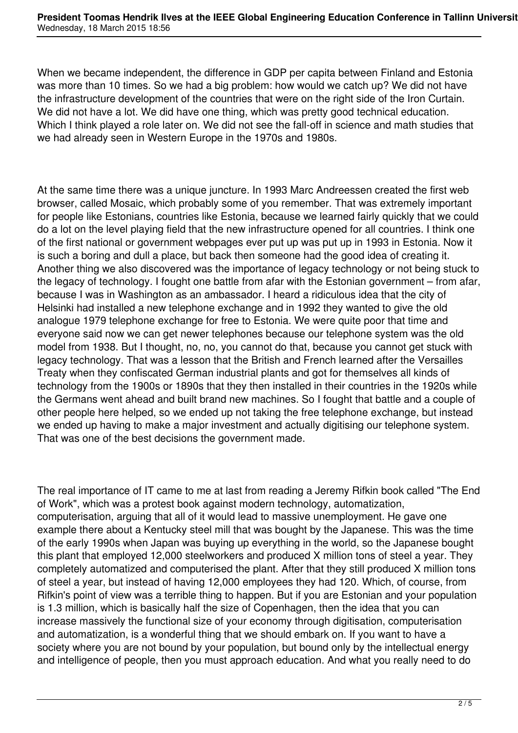When we became independent, the difference in GDP per capita between Finland and Estonia was more than 10 times. So we had a big problem: how would we catch up? We did not have the infrastructure development of the countries that were on the right side of the Iron Curtain. We did not have a lot. We did have one thing, which was pretty good technical education. Which I think played a role later on. We did not see the fall-off in science and math studies that we had already seen in Western Europe in the 1970s and 1980s.

At the same time there was a unique juncture. In 1993 Marc Andreessen created the first web browser, called Mosaic, which probably some of you remember. That was extremely important for people like Estonians, countries like Estonia, because we learned fairly quickly that we could do a lot on the level playing field that the new infrastructure opened for all countries. I think one of the first national or government webpages ever put up was put up in 1993 in Estonia. Now it is such a boring and dull a place, but back then someone had the good idea of creating it. Another thing we also discovered was the importance of legacy technology or not being stuck to the legacy of technology. I fought one battle from afar with the Estonian government – from afar, because I was in Washington as an ambassador. I heard a ridiculous idea that the city of Helsinki had installed a new telephone exchange and in 1992 they wanted to give the old analogue 1979 telephone exchange for free to Estonia. We were quite poor that time and everyone said now we can get newer telephones because our telephone system was the old model from 1938. But I thought, no, no, you cannot do that, because you cannot get stuck with legacy technology. That was a lesson that the British and French learned after the Versailles Treaty when they confiscated German industrial plants and got for themselves all kinds of technology from the 1900s or 1890s that they then installed in their countries in the 1920s while the Germans went ahead and built brand new machines. So I fought that battle and a couple of other people here helped, so we ended up not taking the free telephone exchange, but instead we ended up having to make a major investment and actually digitising our telephone system. That was one of the best decisions the government made.

The real importance of IT came to me at last from reading a Jeremy Rifkin book called "The End of Work", which was a protest book against modern technology, automatization, computerisation, arguing that all of it would lead to massive unemployment. He gave one example there about a Kentucky steel mill that was bought by the Japanese. This was the time of the early 1990s when Japan was buying up everything in the world, so the Japanese bought this plant that employed 12,000 steelworkers and produced X million tons of steel a year. They completely automatized and computerised the plant. After that they still produced X million tons of steel a year, but instead of having 12,000 employees they had 120. Which, of course, from Rifkin's point of view was a terrible thing to happen. But if you are Estonian and your population is 1.3 million, which is basically half the size of Copenhagen, then the idea that you can increase massively the functional size of your economy through digitisation, computerisation and automatization, is a wonderful thing that we should embark on. If you want to have a society where you are not bound by your population, but bound only by the intellectual energy and intelligence of people, then you must approach education. And what you really need to do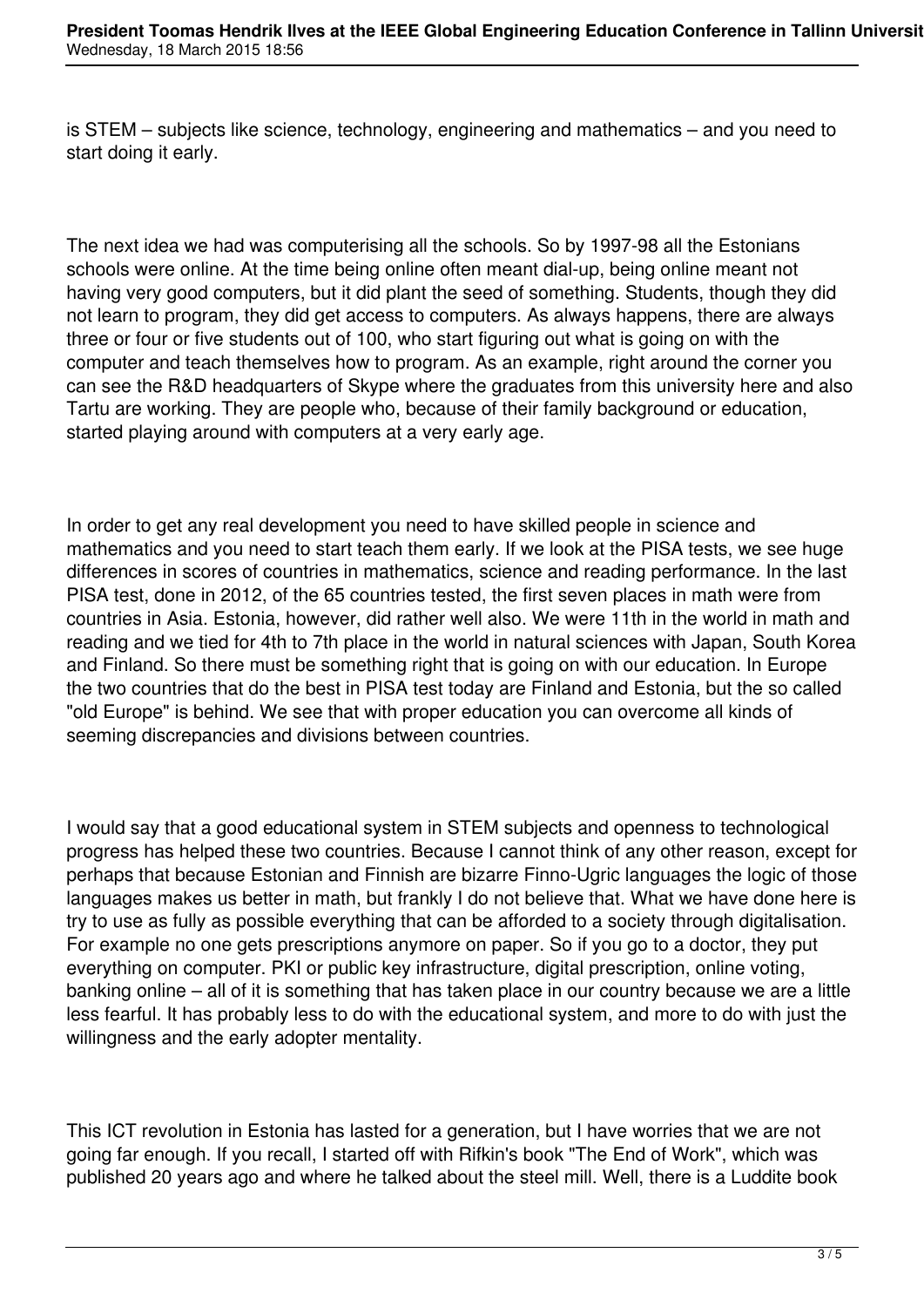is STEM – subjects like science, technology, engineering and mathematics – and you need to start doing it early.

The next idea we had was computerising all the schools. So by 1997-98 all the Estonians schools were online. At the time being online often meant dial-up, being online meant not having very good computers, but it did plant the seed of something. Students, though they did not learn to program, they did get access to computers. As always happens, there are always three or four or five students out of 100, who start figuring out what is going on with the computer and teach themselves how to program. As an example, right around the corner you can see the R&D headquarters of Skype where the graduates from this university here and also Tartu are working. They are people who, because of their family background or education, started playing around with computers at a very early age.

In order to get any real development you need to have skilled people in science and mathematics and you need to start teach them early. If we look at the PISA tests, we see huge differences in scores of countries in mathematics, science and reading performance. In the last PISA test, done in 2012, of the 65 countries tested, the first seven places in math were from countries in Asia. Estonia, however, did rather well also. We were 11th in the world in math and reading and we tied for 4th to 7th place in the world in natural sciences with Japan, South Korea and Finland. So there must be something right that is going on with our education. In Europe the two countries that do the best in PISA test today are Finland and Estonia, but the so called "old Europe" is behind. We see that with proper education you can overcome all kinds of seeming discrepancies and divisions between countries.

I would say that a good educational system in STEM subjects and openness to technological progress has helped these two countries. Because I cannot think of any other reason, except for perhaps that because Estonian and Finnish are bizarre Finno-Ugric languages the logic of those languages makes us better in math, but frankly I do not believe that. What we have done here is try to use as fully as possible everything that can be afforded to a society through digitalisation. For example no one gets prescriptions anymore on paper. So if you go to a doctor, they put everything on computer. PKI or public key infrastructure, digital prescription, online voting, banking online – all of it is something that has taken place in our country because we are a little less fearful. It has probably less to do with the educational system, and more to do with just the willingness and the early adopter mentality.

This ICT revolution in Estonia has lasted for a generation, but I have worries that we are not going far enough. If you recall, I started off with Rifkin's book "The End of Work", which was published 20 years ago and where he talked about the steel mill. Well, there is a Luddite book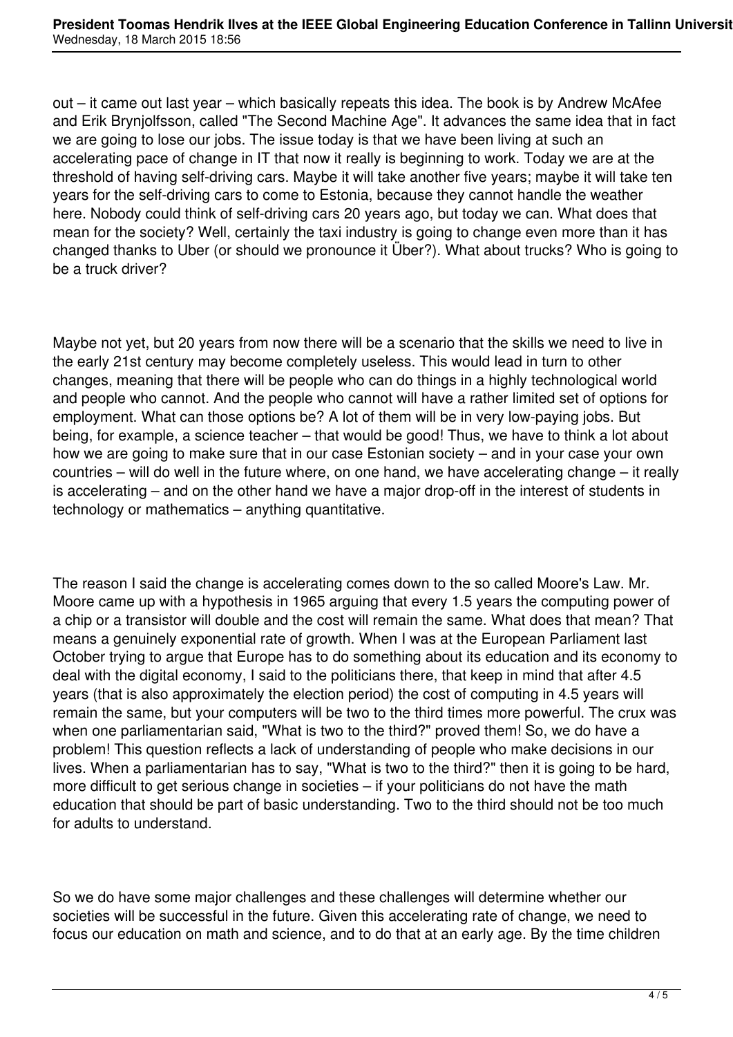out – it came out last year – which basically repeats this idea. The book is by Andrew McAfee and Erik Brynjolfsson, called "The Second Machine Age". It advances the same idea that in fact we are going to lose our jobs. The issue today is that we have been living at such an accelerating pace of change in IT that now it really is beginning to work. Today we are at the threshold of having self-driving cars. Maybe it will take another five years; maybe it will take ten years for the self-driving cars to come to Estonia, because they cannot handle the weather here. Nobody could think of self-driving cars 20 years ago, but today we can. What does that mean for the society? Well, certainly the taxi industry is going to change even more than it has changed thanks to Uber (or should we pronounce it Über?). What about trucks? Who is going to be a truck driver?

Maybe not yet, but 20 years from now there will be a scenario that the skills we need to live in the early 21st century may become completely useless. This would lead in turn to other changes, meaning that there will be people who can do things in a highly technological world and people who cannot. And the people who cannot will have a rather limited set of options for employment. What can those options be? A lot of them will be in very low-paying jobs. But being, for example, a science teacher – that would be good! Thus, we have to think a lot about how we are going to make sure that in our case Estonian society – and in your case your own countries – will do well in the future where, on one hand, we have accelerating change – it really is accelerating – and on the other hand we have a major drop-off in the interest of students in technology or mathematics – anything quantitative.

The reason I said the change is accelerating comes down to the so called Moore's Law. Mr. Moore came up with a hypothesis in 1965 arguing that every 1.5 years the computing power of a chip or a transistor will double and the cost will remain the same. What does that mean? That means a genuinely exponential rate of growth. When I was at the European Parliament last October trying to argue that Europe has to do something about its education and its economy to deal with the digital economy, I said to the politicians there, that keep in mind that after 4.5 years (that is also approximately the election period) the cost of computing in 4.5 years will remain the same, but your computers will be two to the third times more powerful. The crux was when one parliamentarian said, "What is two to the third?" proved them! So, we do have a problem! This question reflects a lack of understanding of people who make decisions in our lives. When a parliamentarian has to say, "What is two to the third?" then it is going to be hard, more difficult to get serious change in societies – if your politicians do not have the math education that should be part of basic understanding. Two to the third should not be too much for adults to understand.

So we do have some major challenges and these challenges will determine whether our societies will be successful in the future. Given this accelerating rate of change, we need to focus our education on math and science, and to do that at an early age. By the time children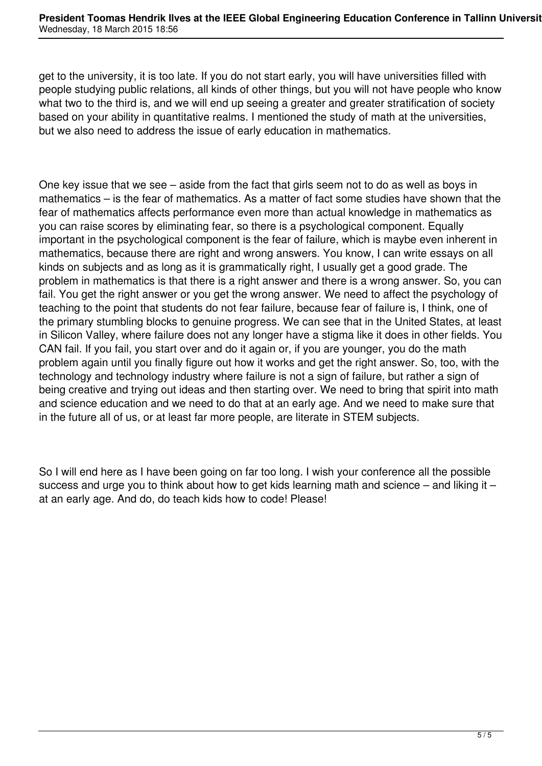get to the university, it is too late. If you do not start early, you will have universities filled with people studying public relations, all kinds of other things, but you will not have people who know what two to the third is, and we will end up seeing a greater and greater stratification of society based on your ability in quantitative realms. I mentioned the study of math at the universities, but we also need to address the issue of early education in mathematics.

One key issue that we see – aside from the fact that girls seem not to do as well as boys in mathematics – is the fear of mathematics. As a matter of fact some studies have shown that the fear of mathematics affects performance even more than actual knowledge in mathematics as you can raise scores by eliminating fear, so there is a psychological component. Equally important in the psychological component is the fear of failure, which is maybe even inherent in mathematics, because there are right and wrong answers. You know, I can write essays on all kinds on subjects and as long as it is grammatically right, I usually get a good grade. The problem in mathematics is that there is a right answer and there is a wrong answer. So, you can fail. You get the right answer or you get the wrong answer. We need to affect the psychology of teaching to the point that students do not fear failure, because fear of failure is, I think, one of the primary stumbling blocks to genuine progress. We can see that in the United States, at least in Silicon Valley, where failure does not any longer have a stigma like it does in other fields. You CAN fail. If you fail, you start over and do it again or, if you are younger, you do the math problem again until you finally figure out how it works and get the right answer. So, too, with the technology and technology industry where failure is not a sign of failure, but rather a sign of being creative and trying out ideas and then starting over. We need to bring that spirit into math and science education and we need to do that at an early age. And we need to make sure that in the future all of us, or at least far more people, are literate in STEM subjects.

So I will end here as I have been going on far too long. I wish your conference all the possible success and urge you to think about how to get kids learning math and science – and liking it – at an early age. And do, do teach kids how to code! Please!